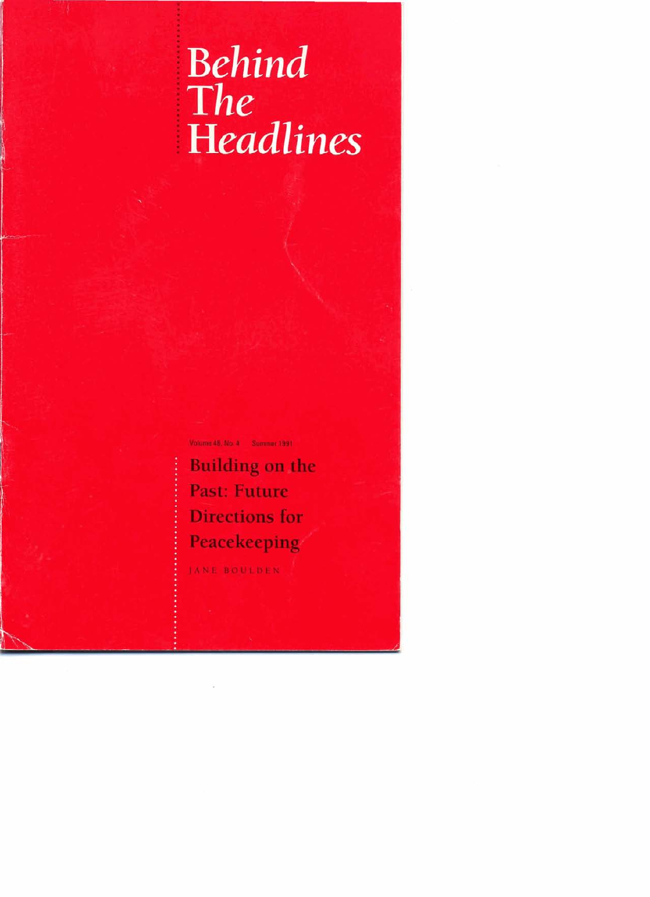# Behind The Headlines

Volume 48, No. 4 Summer 1991

## Building on the Past: Future Directions for Peacekeeping

JANE BOULDEN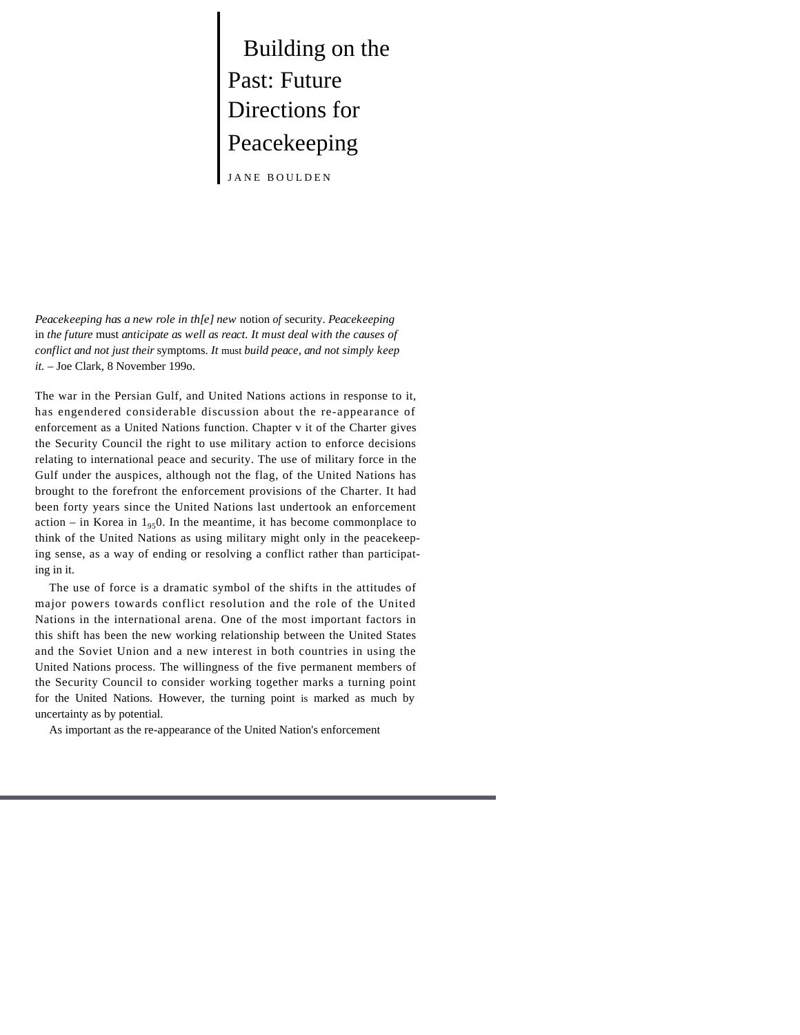# Building on the Past: Future Directions for Peacekeeping

JANE BOULDEN

*Peacekeeping has a new role in th[e] new* notion *of* security. *Peacekeeping* in *the future* must *anticipate as well as react. It must deal with the causes of conflict and not just their* symptoms. *It* must *build peace, and not simply keep it.* – Joe Clark, 8 November 1990.

The war in the Persian Gulf, and United Nations actions in response to it, has engendered considerable discussion about the re-appearance of enforcement as a United Nations function. Chapter v it of the Charter gives the Security Council the right to use military action to enforce decisions relating to international peace and security. The use of military force in the Gulf under the auspices, although not the flag, of the United Nations has brought to the forefront the enforcement provisions of the Charter. It had been forty years since the United Nations last undertook an enforcement action – in Korea in 1950. In the meantime, it has become commonplace to think of the United Nations as using military might only in the peacekeeping sense, as a way of ending or resolving a conflict rather than participating in it.

The use of force is a dramatic symbol of the shifts in the attitudes of major powers towards conflict resolution and the role of the United Nations in the international arena. One of the most important factors in this shift has been the new working relationship between the United States and the Soviet Union and a new interest in both countries in using the United Nations process. The willingness of the five permanent members of the Security Council to consider working together marks a turning point for the United Nations. However, the turning point is marked as much by uncertainty as by potential.

As important as the re-appearance of the United Nation's enforcement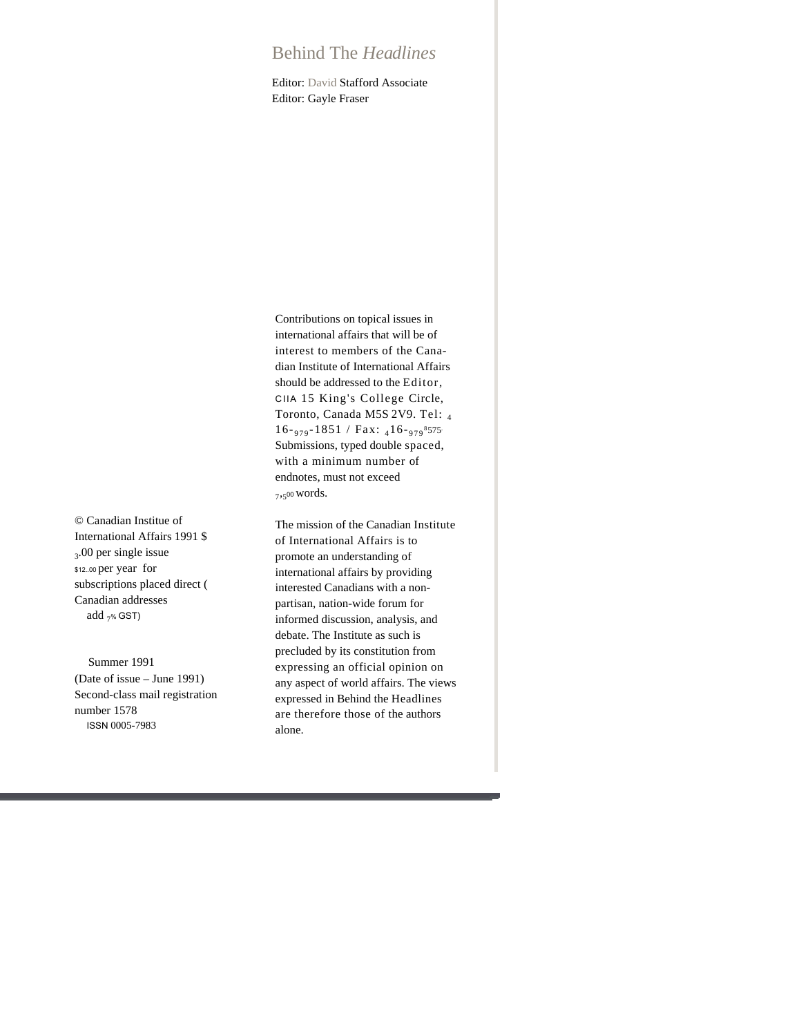# Behind The *Headlines*

Editor: David Stafford Associate
Editor: Gayle Fraser

Contributions on topical issues in international affairs that will be of interest to members of the Canadian Institute of International Affairs should be addressed to the Editor, CIIA 15 King's College Circle, Toronto, Canada M5S 2V9. Tel: 416-979-1851 / Fax: 416-979-8575. Submissions, typed double spaced, with a minimum number of endnotes, must not exceed 7,500 words.

The mission of the Canadian Institute of International Affairs is to promote an understanding of international affairs by providing interested Canadians with a non-partisan, nation-wide forum for informed discussion, analysis, and debate. The Institute as such is precluded by its constitution from expressing an official opinion on any aspect of world affairs. The views expressed in Behind the Headlines are therefore those of the authors alone.

© Canadian Institue of International Affairs 1991 $3.00 per single issue
$12.00 per year for subscriptions placed direct (Canadian addresses add 7% GST)

Summer 1991
(Date of issue – June 1991)
Second-class mail registration number 1578
ISSN 0005-7983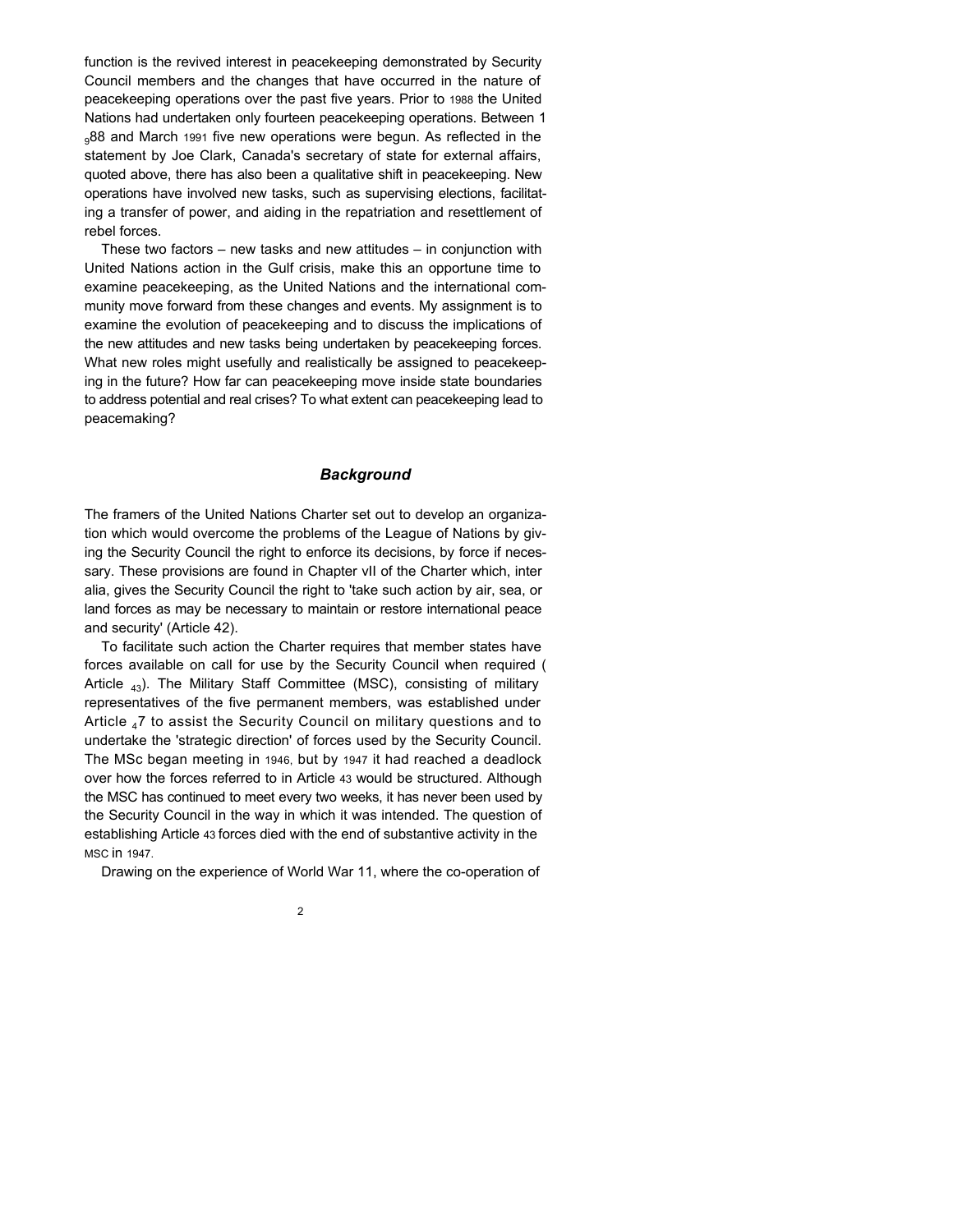function is the revived interest in peacekeeping demonstrated by Security Council members and the changes that have occurred in the nature of peacekeeping operations over the past five years. Prior to 1988 the United Nations had undertaken only fourteen peacekeeping operations. Between 1988 and March 1991 five new operations were begun. As reflected in the statement by Joe Clark, Canada's secretary of state for external affairs, quoted above, there has also been a qualitative shift in peacekeeping. New operations have involved new tasks, such as supervising elections, facilitating a transfer of power, and aiding in the repatriation and resettlement of rebel forces.

These two factors – new tasks and new attitudes – in conjunction with United Nations action in the Gulf crisis, make this an opportune time to examine peacekeeping, as the United Nations and the international community move forward from these changes and events. My assignment is to examine the evolution of peacekeeping and to discuss the implications of the new attitudes and new tasks being undertaken by peacekeeping forces. What new roles might usefully and realistically be assigned to peacekeeping in the future? How far can peacekeeping move inside state boundaries to address potential and real crises? To what extent can peacekeeping lead to peacemaking?

## *Background*

The framers of the United Nations Charter set out to develop an organization which would overcome the problems of the League of Nations by giving the Security Council the right to enforce its decisions, by force if necessary. These provisions are found in Chapter vII of the Charter which, inter alia, gives the Security Council the right to 'take such action by air, sea, or land forces as may be necessary to maintain or restore international peace and security' (Article 42).

To facilitate such action the Charter requires that member states have forces available on call for use by the Security Council when required (Article 43). The Military Staff Committee (MSC), consisting of military representatives of the five permanent members, was established under Article 47 to assist the Security Council on military questions and to undertake the 'strategic direction' of forces used by the Security Council. The MSc began meeting in 1946, but by 1947 it had reached a deadlock over how the forces referred to in Article 43 would be structured. Although the MSC has continued to meet every two weeks, it has never been used by the Security Council in the way in which it was intended. The question of establishing Article 43 forces died with the end of substantive activity in the MSC in 1947.

Drawing on the experience of World War 11, where the co-operation of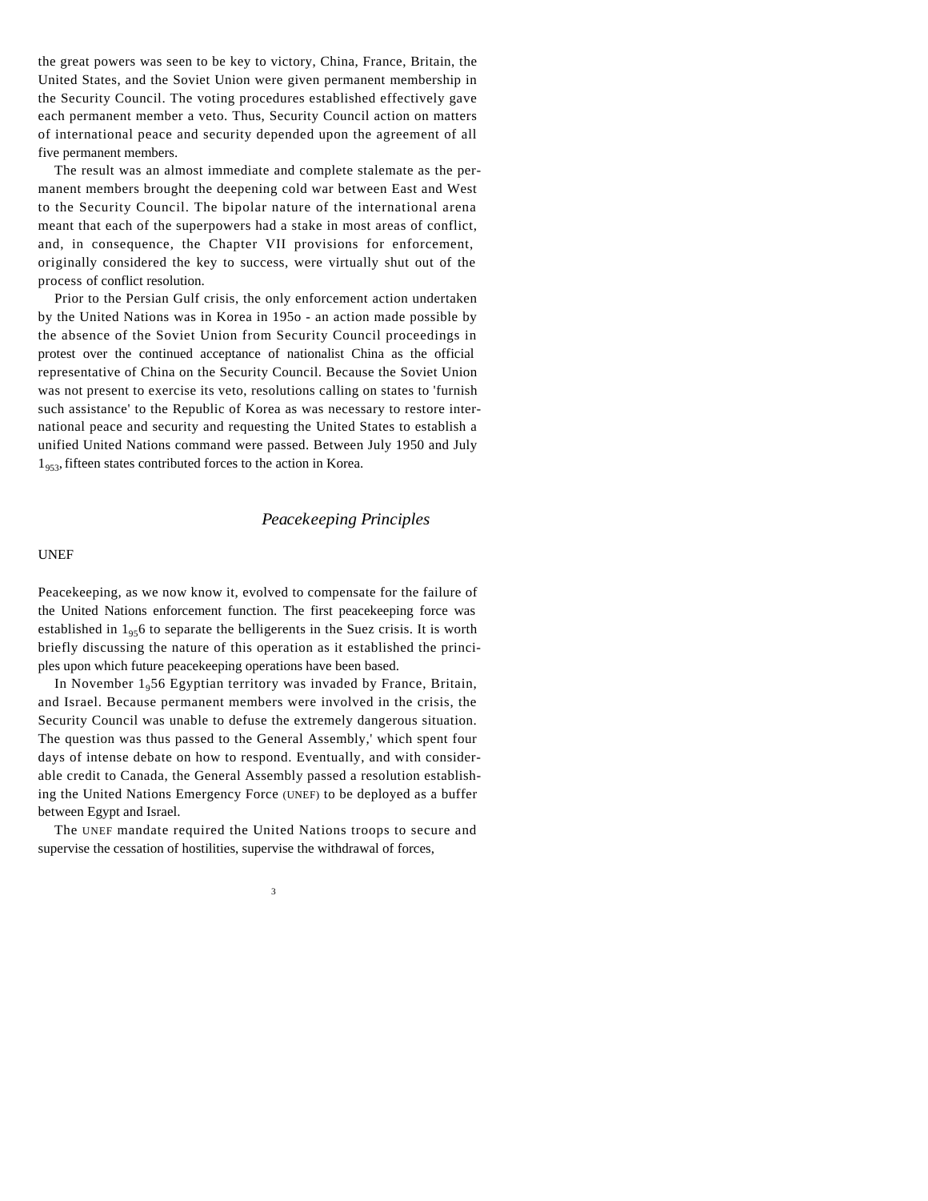the great powers was seen to be key to victory, China, France, Britain, the United States, and the Soviet Union were given permanent membership in the Security Council. The voting procedures established effectively gave each permanent member a veto. Thus, Security Council action on matters of international peace and security depended upon the agreement of all five permanent members.

The result was an almost immediate and complete stalemate as the permanent members brought the deepening cold war between East and West to the Security Council. The bipolar nature of the international arena meant that each of the superpowers had a stake in most areas of conflict, and, in consequence, the Chapter VII provisions for enforcement, originally considered the key to success, were virtually shut out of the process of conflict resolution.

Prior to the Persian Gulf crisis, the only enforcement action undertaken by the United Nations was in Korea in 1950 - an action made possible by the absence of the Soviet Union from Security Council proceedings in protest over the continued acceptance of nationalist China as the official representative of China on the Security Council. Because the Soviet Union was not present to exercise its veto, resolutions calling on states to 'furnish such assistance' to the Republic of Korea as was necessary to restore international peace and security and requesting the United States to establish a unified United Nations command were passed. Between July 1950 and July 1953, fifteen states contributed forces to the action in Korea.

## *Peacekeeping Principles*

### UNEF

Peacekeeping, as we now know it, evolved to compensate for the failure of the United Nations enforcement function. The first peacekeeping force was established in 1956 to separate the belligerents in the Suez crisis. It is worth briefly discussing the nature of this operation as it established the principles upon which future peacekeeping operations have been based.

In November 1956 Egyptian territory was invaded by France, Britain, and Israel. Because permanent members were involved in the crisis, the Security Council was unable to defuse the extremely dangerous situation. The question was thus passed to the General Assembly,' which spent four days of intense debate on how to respond. Eventually, and with considerable credit to Canada, the General Assembly passed a resolution establishing the United Nations Emergency Force (UNEF) to be deployed as a buffer between Egypt and Israel.

The UNEF mandate required the United Nations troops to secure and supervise the cessation of hostilities, supervise the withdrawal of forces,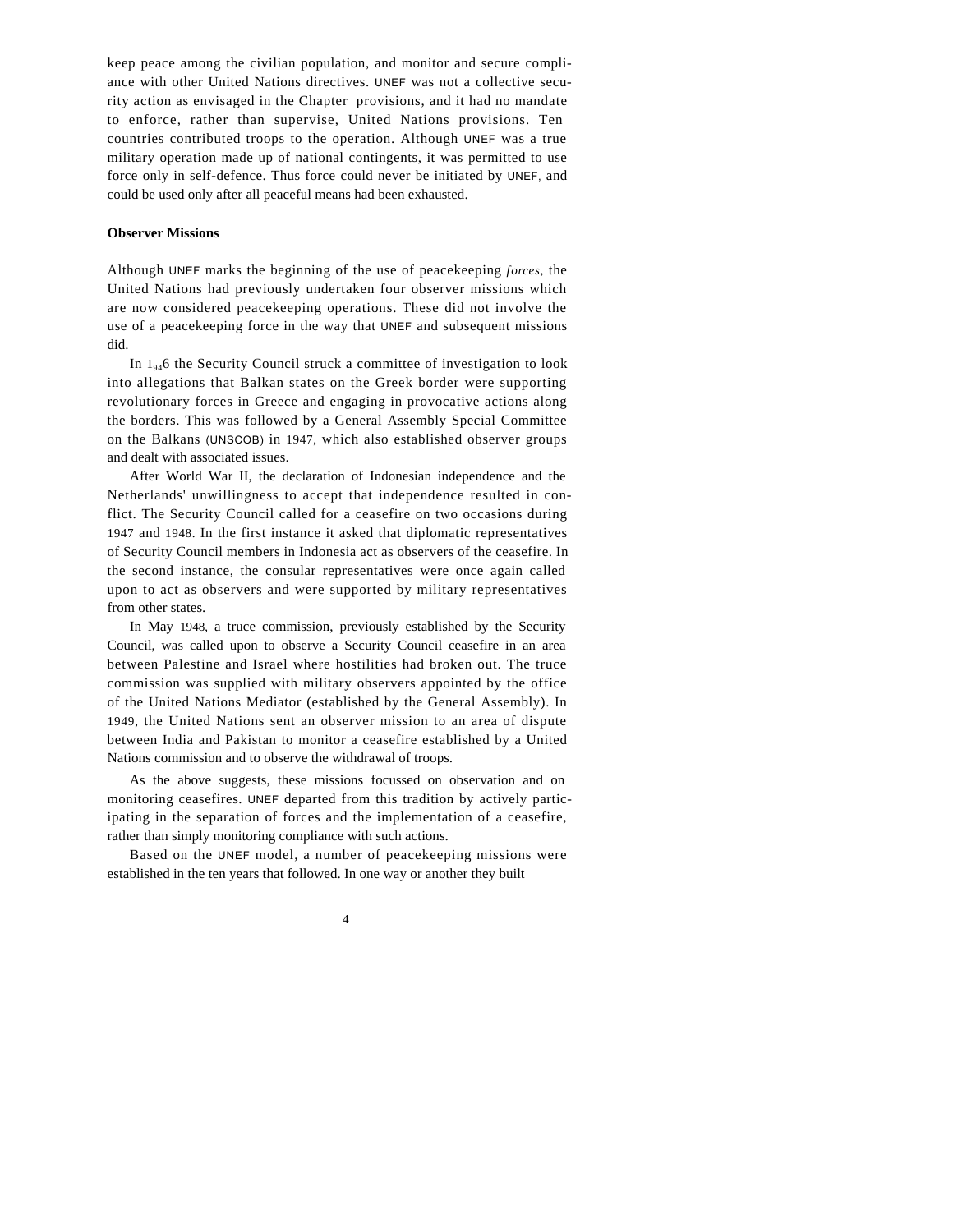keep peace among the civilian population, and monitor and secure compliance with other United Nations directives. UNEF was not a collective security action as envisaged in the Chapter provisions, and it had no mandate to enforce, rather than supervise, United Nations provisions. Ten countries contributed troops to the operation. Although UNEF was a true military operation made up of national contingents, it was permitted to use force only in self-defence. Thus force could never be initiated by UNEF, and could be used only after all peaceful means had been exhausted.

**Observer Missions**

Although UNEF marks the beginning of the use of peacekeeping *forces*, the United Nations had previously undertaken four observer missions which are now considered peacekeeping operations. These did not involve the use of a peacekeeping force in the way that UNEF and subsequent missions did.

In 1946 the Security Council struck a committee of investigation to look into allegations that Balkan states on the Greek border were supporting revolutionary forces in Greece and engaging in provocative actions along the borders. This was followed by a General Assembly Special Committee on the Balkans (UNSCOB) in 1947, which also established observer groups and dealt with associated issues.

After World War II, the declaration of Indonesian independence and the Netherlands' unwillingness to accept that independence resulted in conflict. The Security Council called for a ceasefire on two occasions during 1947 and 1948. In the first instance it asked that diplomatic representatives of Security Council members in Indonesia act as observers of the ceasefire. In the second instance, the consular representatives were once again called upon to act as observers and were supported by military representatives from other states.

In May 1948, a truce commission, previously established by the Security Council, was called upon to observe a Security Council ceasefire in an area between Palestine and Israel where hostilities had broken out. The truce commission was supplied with military observers appointed by the office of the United Nations Mediator (established by the General Assembly). In 1949, the United Nations sent an observer mission to an area of dispute between India and Pakistan to monitor a ceasefire established by a United Nations commission and to observe the withdrawal of troops.

As the above suggests, these missions focussed on observation and on monitoring ceasefires. UNEF departed from this tradition by actively participating in the separation of forces and the implementation of a ceasefire, rather than simply monitoring compliance with such actions.

Based on the UNEF model, a number of peacekeeping missions were established in the ten years that followed. In one way or another they built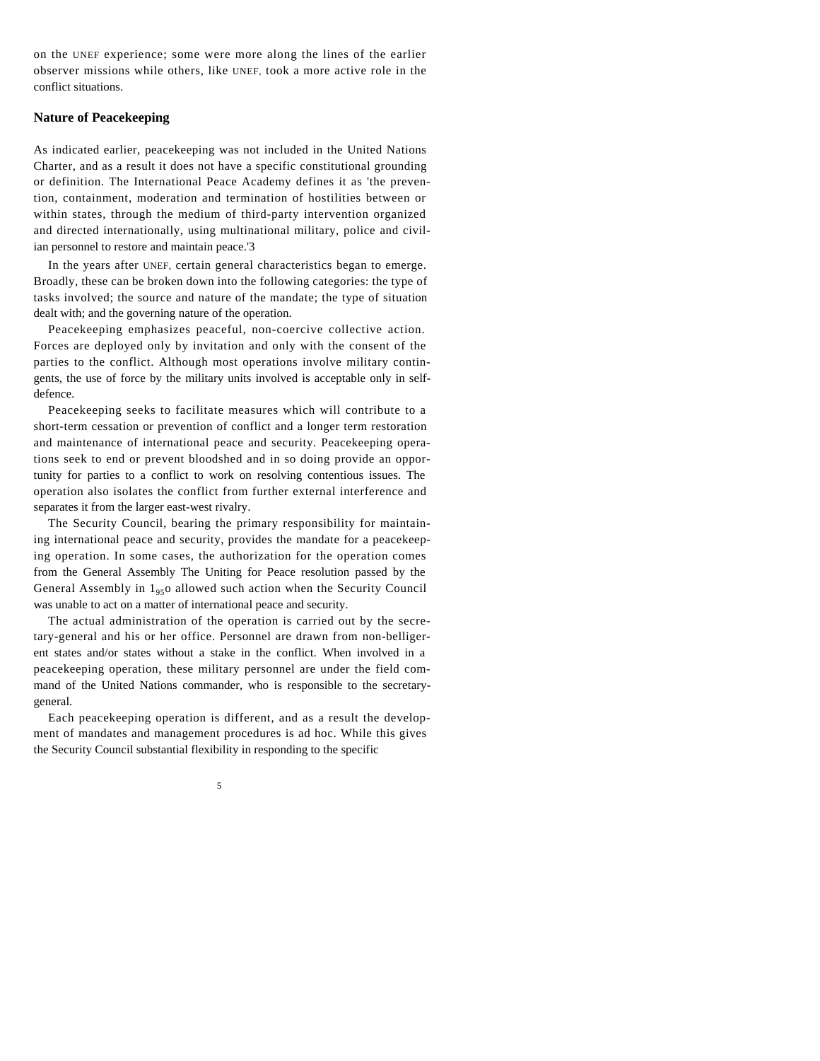on the UNEF experience; some were more along the lines of the earlier observer missions while others, like UNEF, took a more active role in the conflict situations.

## Nature of Peacekeeping

As indicated earlier, peacekeeping was not included in the United Nations Charter, and as a result it does not have a specific constitutional grounding or definition. The International Peace Academy defines it as 'the prevention, containment, moderation and termination of hostilities between or within states, through the medium of third-party intervention organized and directed internationally, using multinational military, police and civilian personnel to restore and maintain peace.'[3]

In the years after UNEF, certain general characteristics began to emerge. Broadly, these can be broken down into the following categories: the type of tasks involved; the source and nature of the mandate; the type of situation dealt with; and the governing nature of the operation.

Peacekeeping emphasizes peaceful, non-coercive collective action. Forces are deployed only by invitation and only with the consent of the parties to the conflict. Although most operations involve military contingents, the use of force by the military units involved is acceptable only in self-defence.

Peacekeeping seeks to facilitate measures which will contribute to a short-term cessation or prevention of conflict and a longer term restoration and maintenance of international peace and security. Peacekeeping operations seek to end or prevent bloodshed and in so doing provide an opportunity for parties to a conflict to work on resolving contentious issues. The operation also isolates the conflict from further external interference and separates it from the larger east-west rivalry.

The Security Council, bearing the primary responsibility for maintaining international peace and security, provides the mandate for a peacekeeping operation. In some cases, the authorization for the operation comes from the General Assembly The Uniting for Peace resolution passed by the General Assembly in 1950 allowed such action when the Security Council was unable to act on a matter of international peace and security.

The actual administration of the operation is carried out by the secretary-general and his or her office. Personnel are drawn from non-belligerent states and/or states without a stake in the conflict. When involved in a peacekeeping operation, these military personnel are under the field command of the United Nations commander, who is responsible to the secretary-general.

Each peacekeeping operation is different, and as a result the development of mandates and management procedures is ad hoc. While this gives the Security Council substantial flexibility in responding to the specific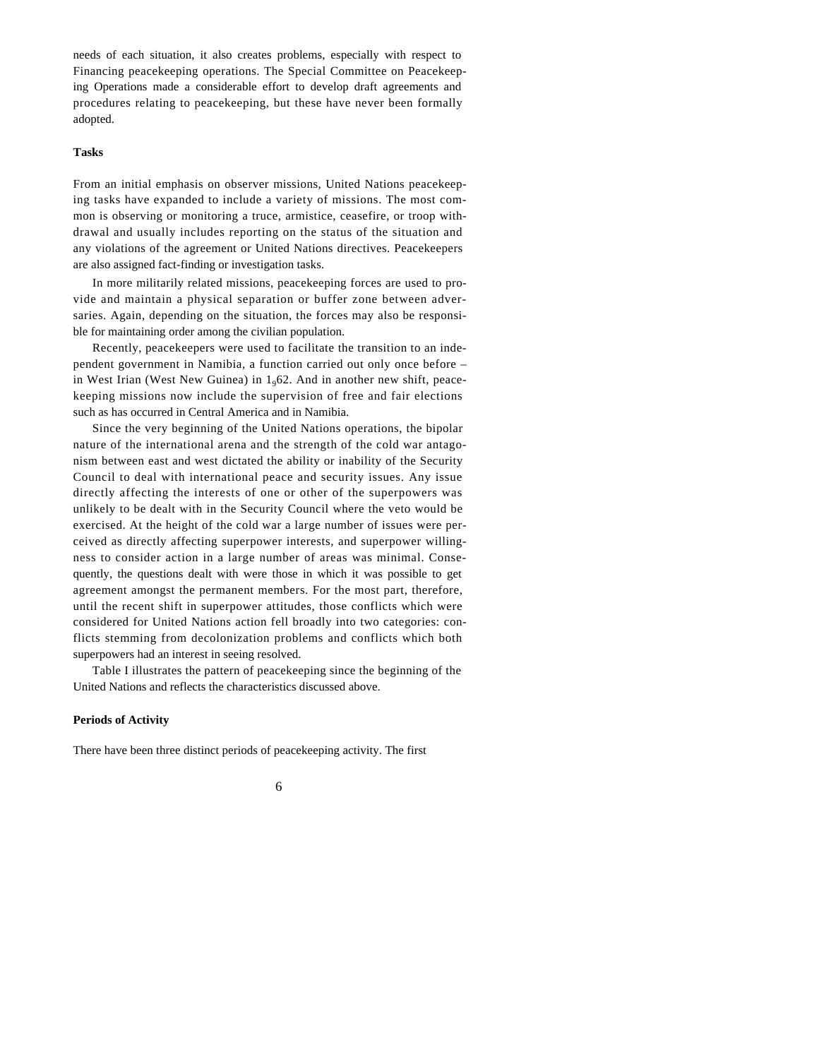needs of each situation, it also creates problems, especially with respect to Financing peacekeeping operations. The Special Committee on Peacekeeping Operations made a considerable effort to develop draft agreements and procedures relating to peacekeeping, but these have never been formally adopted.

### Tasks

From an initial emphasis on observer missions, United Nations peacekeeping tasks have expanded to include a variety of missions. The most common is observing or monitoring a truce, armistice, ceasefire, or troop withdrawal and usually includes reporting on the status of the situation and any violations of the agreement or United Nations directives. Peacekeepers are also assigned fact-finding or investigation tasks.

In more militarily related missions, peacekeeping forces are used to provide and maintain a physical separation or buffer zone between adversaries. Again, depending on the situation, the forces may also be responsible for maintaining order among the civilian population.

Recently, peacekeepers were used to facilitate the transition to an independent government in Namibia, a function carried out only once before – in West Irian (West New Guinea) in 1962. And in another new shift, peacekeeping missions now include the supervision of free and fair elections such as has occurred in Central America and in Namibia.

Since the very beginning of the United Nations operations, the bipolar nature of the international arena and the strength of the cold war antagonism between east and west dictated the ability or inability of the Security Council to deal with international peace and security issues. Any issue directly affecting the interests of one or other of the superpowers was unlikely to be dealt with in the Security Council where the veto would be exercised. At the height of the cold war a large number of issues were perceived as directly affecting superpower interests, and superpower willingness to consider action in a large number of areas was minimal. Consequently, the questions dealt with were those in which it was possible to get agreement amongst the permanent members. For the most part, therefore, until the recent shift in superpower attitudes, those conflicts which were considered for United Nations action fell broadly into two categories: conflicts stemming from decolonization problems and conflicts which both superpowers had an interest in seeing resolved.

Table I illustrates the pattern of peacekeeping since the beginning of the United Nations and reflects the characteristics discussed above.

### Periods of Activity

There have been three distinct periods of peacekeeping activity. The first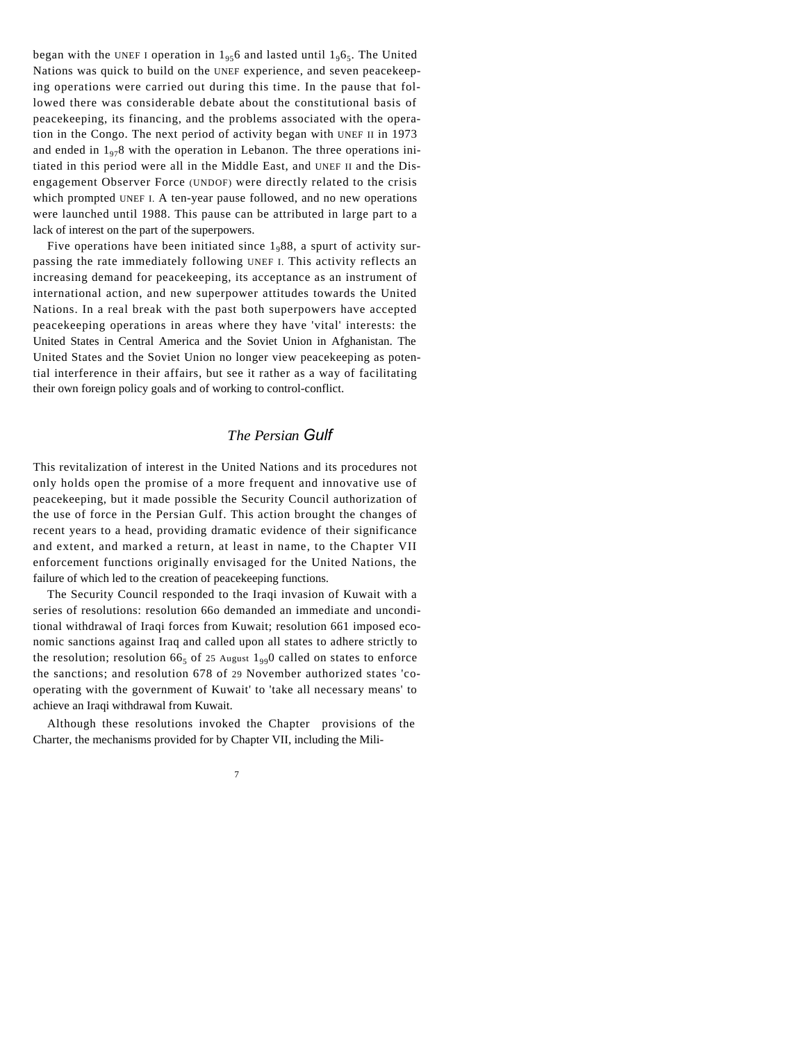began with the UNEF I operation in 1956 and lasted until 1965. The United Nations was quick to build on the UNEF experience, and seven peacekeeping operations were carried out during this time. In the pause that followed there was considerable debate about the constitutional basis of peacekeeping, its financing, and the problems associated with the operation in the Congo. The next period of activity began with UNEF II in 1973 and ended in 1978 with the operation in Lebanon. The three operations initiated in this period were all in the Middle East, and UNEF II and the Disengagement Observer Force (UNDOF) were directly related to the crisis which prompted UNEF I. A ten-year pause followed, and no new operations were launched until 1988. This pause can be attributed in large part to a lack of interest on the part of the superpowers.

Five operations have been initiated since 1988, a spurt of activity surpassing the rate immediately following UNEF I. This activity reflects an increasing demand for peacekeeping, its acceptance as an instrument of international action, and new superpower attitudes towards the United Nations. In a real break with the past both superpowers have accepted peacekeeping operations in areas where they have 'vital' interests: the United States in Central America and the Soviet Union in Afghanistan. The United States and the Soviet Union no longer view peacekeeping as potential interference in their affairs, but see it rather as a way of facilitating their own foreign policy goals and of working to control-conflict.

## *The Persian Gulf*

This revitalization of interest in the United Nations and its procedures not only holds open the promise of a more frequent and innovative use of peacekeeping, but it made possible the Security Council authorization of the use of force in the Persian Gulf. This action brought the changes of recent years to a head, providing dramatic evidence of their significance and extent, and marked a return, at least in name, to the Chapter VII enforcement functions originally envisaged for the United Nations, the failure of which led to the creation of peacekeeping functions.

The Security Council responded to the Iraqi invasion of Kuwait with a series of resolutions: resolution 660 demanded an immediate and unconditional withdrawal of Iraqi forces from Kuwait; resolution 661 imposed economic sanctions against Iraq and called upon all states to adhere strictly to the resolution; resolution 665 of 25 August 1990 called on states to enforce the sanctions; and resolution 678 of 29 November authorized states 'co-operating with the government of Kuwait' to 'take all necessary means' to achieve an Iraqi withdrawal from Kuwait.

Although these resolutions invoked the Chapter provisions of the Charter, the mechanisms provided for by Chapter VII, including the Mili-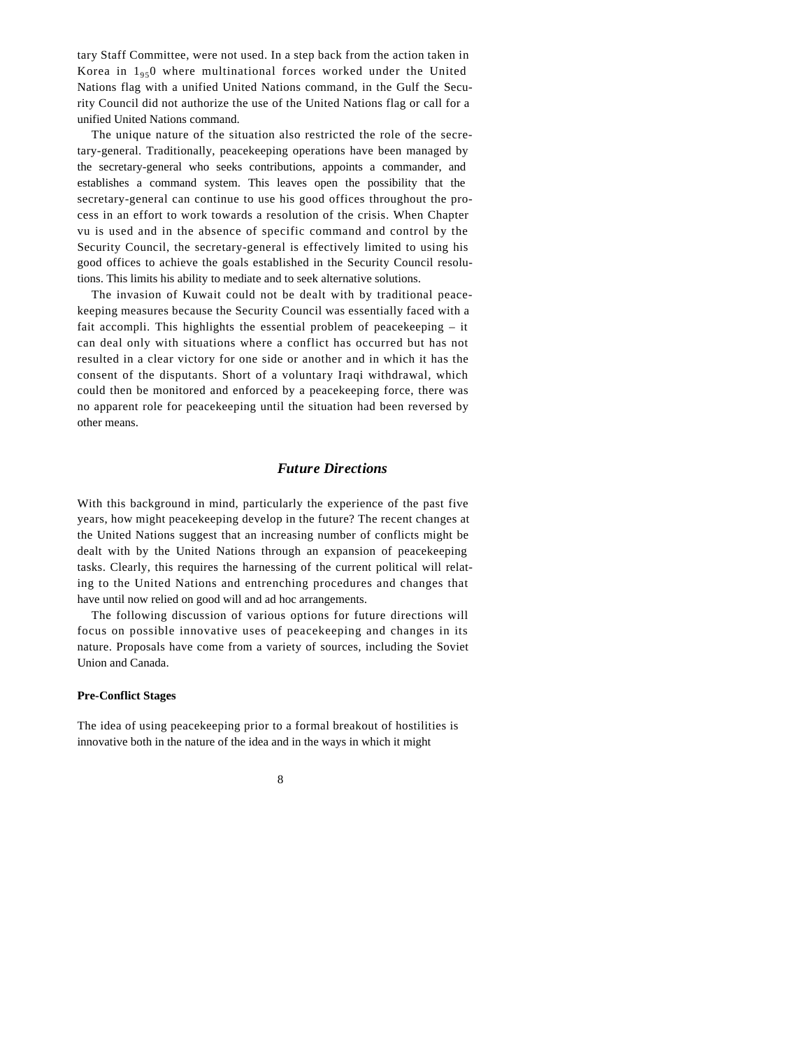tary Staff Committee, were not used. In a step back from the action taken in Korea in 1950 where multinational forces worked under the United Nations flag with a unified United Nations command, in the Gulf the Security Council did not authorize the use of the United Nations flag or call for a unified United Nations command.

The unique nature of the situation also restricted the role of the secretary-general. Traditionally, peacekeeping operations have been managed by the secretary-general who seeks contributions, appoints a commander, and establishes a command system. This leaves open the possibility that the secretary-general can continue to use his good offices throughout the process in an effort to work towards a resolution of the crisis. When Chapter vu is used and in the absence of specific command and control by the Security Council, the secretary-general is effectively limited to using his good offices to achieve the goals established in the Security Council resolutions. This limits his ability to mediate and to seek alternative solutions.

The invasion of Kuwait could not be dealt with by traditional peacekeeping measures because the Security Council was essentially faced with a fait accompli. This highlights the essential problem of peacekeeping – it can deal only with situations where a conflict has occurred but has not resulted in a clear victory for one side or another and in which it has the consent of the disputants. Short of a voluntary Iraqi withdrawal, which could then be monitored and enforced by a peacekeeping force, there was no apparent role for peacekeeping until the situation had been reversed by other means.

## *Future Directions*

With this background in mind, particularly the experience of the past five years, how might peacekeeping develop in the future? The recent changes at the United Nations suggest that an increasing number of conflicts might be dealt with by the United Nations through an expansion of peacekeeping tasks. Clearly, this requires the harnessing of the current political will relating to the United Nations and entrenching procedures and changes that have until now relied on good will and ad hoc arrangements.

The following discussion of various options for future directions will focus on possible innovative uses of peacekeeping and changes in its nature. Proposals have come from a variety of sources, including the Soviet Union and Canada.

### Pre-Conflict Stages

The idea of using peacekeeping prior to a formal breakout of hostilities is innovative both in the nature of the idea and in the ways in which it might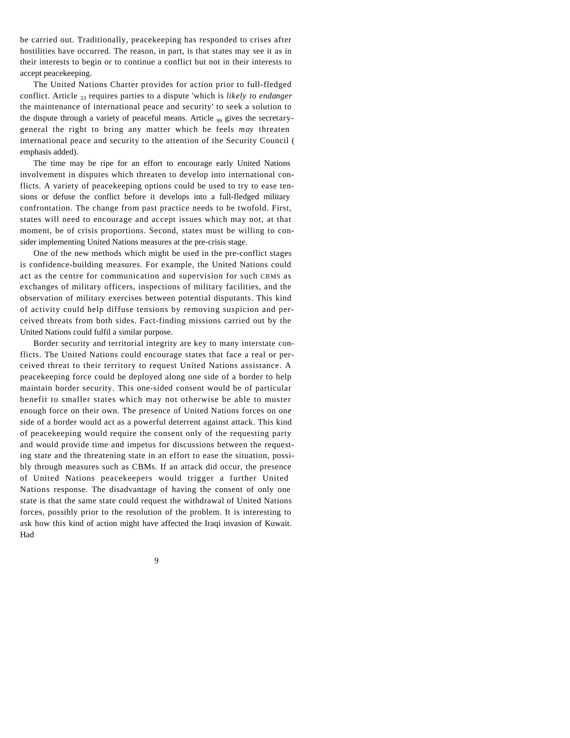be carried out. Traditionally, peacekeeping has responded to crises after hostilities have occurred. The reason, in part, is that states may see it as in their interests to begin or to continue a conflict but not in their interests to accept peacekeeping.

The United Nations Charter provides for action prior to full-fledged conflict. Article 33 requires parties to a dispute 'which is *likely to endanger* the maintenance of international peace and security' to seek a solution to the dispute through a variety of peaceful means. Article 99 gives the secretary-general the right to bring any matter which he feels *may* threaten international peace and security to the attention of the Security Council (emphasis added).

The time may be ripe for an effort to encourage early United Nations involvement in disputes which threaten to develop into international conflicts. A variety of peacekeeping options could be used to try to ease tensions or defuse the conflict before it develops into a full-fledged military confrontation. The change from past practice needs to be twofold. First, states will need to encourage and accept issues which may not, at that moment, be of crisis proportions. Second, states must be willing to consider implementing United Nations measures at the pre-crisis stage.

One of the new methods which might be used in the pre-conflict stages is confidence-building measures. For example, the United Nations could act as the centre for communication and supervision for such CBMS as exchanges of military officers, inspections of military facilities, and the observation of military exercises between potential disputants. This kind of activity could help diffuse tensions by removing suspicion and perceived threats from both sides. Fact-finding missions carried out by the United Nations could fulfil a similar purpose.

Border security and territorial integrity are key to many interstate conflicts. The United Nations could encourage states that face a real or perceived threat to their territory to request United Nations assistance. A peacekeeping force could be deployed along one side of a border to help maintain border security. This one-sided consent would be of particular benefit to smaller states which may not otherwise be able to muster enough force on their own. The presence of United Nations forces on one side of a border would act as a powerful deterrent against attack. This kind of peacekeeping would require the consent only of the requesting party and would provide time and impetus for discussions between the requesting state and the threatening state in an effort to ease the situation, possibly through measures such as CBMs. If an attack did occur, the presence of United Nations peacekeepers would trigger a further United Nations response. The disadvantage of having the consent of only one state is that the same state could request the withdrawal of United Nations forces, possibly prior to the resolution of the problem. It is interesting to ask how this kind of action might have affected the Iraqi invasion of Kuwait. Had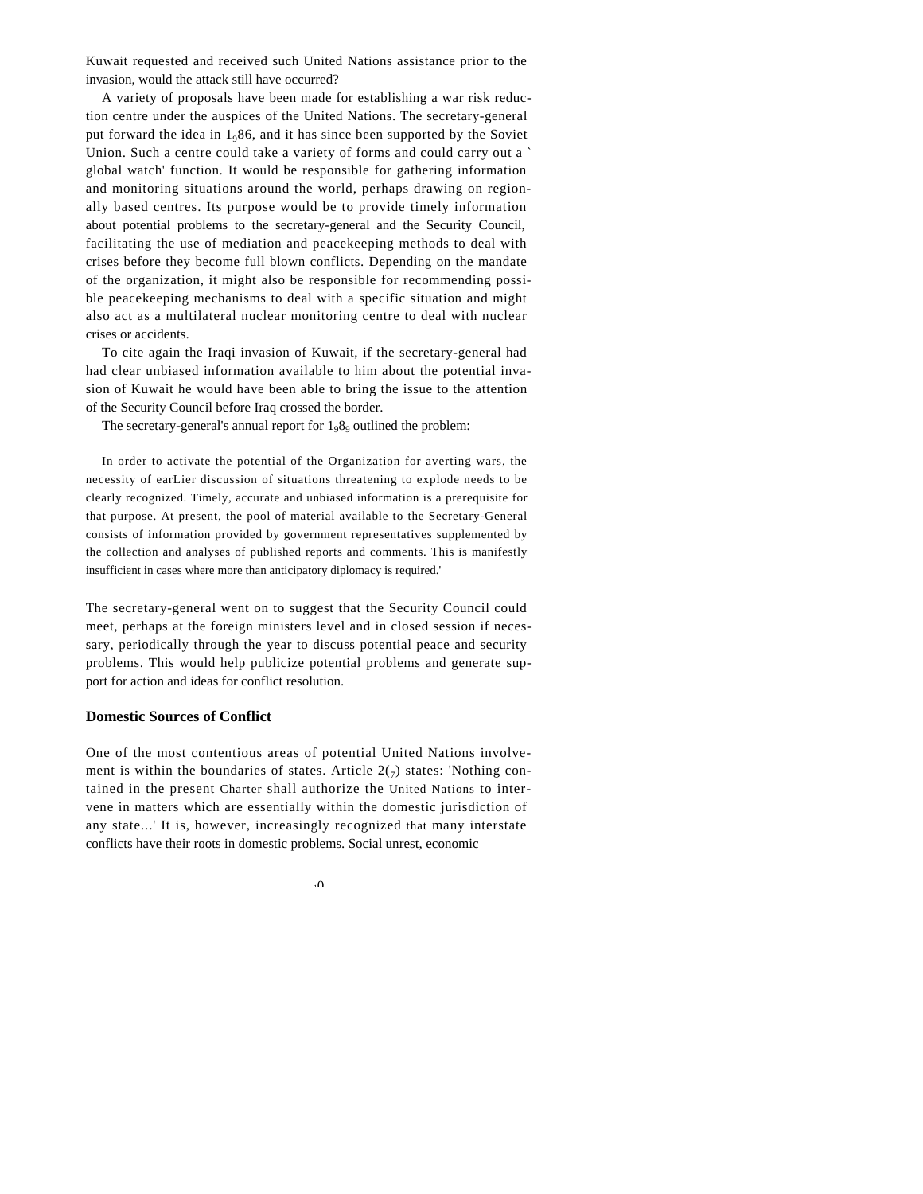Kuwait requested and received such United Nations assistance prior to the invasion, would the attack still have occurred?

A variety of proposals have been made for establishing a war risk reduction centre under the auspices of the United Nations. The secretary-general put forward the idea in 1986, and it has since been supported by the Soviet Union. Such a centre could take a variety of forms and could carry out a 'global watch' function. It would be responsible for gathering information and monitoring situations around the world, perhaps drawing on regionally based centres. Its purpose would be to provide timely information about potential problems to the secretary-general and the Security Council, facilitating the use of mediation and peacekeeping methods to deal with crises before they become full blown conflicts. Depending on the mandate of the organization, it might also be responsible for recommending possible peacekeeping mechanisms to deal with a specific situation and might also act as a multilateral nuclear monitoring centre to deal with nuclear crises or accidents.

To cite again the Iraqi invasion of Kuwait, if the secretary-general had had clear unbiased information available to him about the potential invasion of Kuwait he would have been able to bring the issue to the attention of the Security Council before Iraq crossed the border.

The secretary-general's annual report for 1989 outlined the problem:

> In order to activate the potential of the Organization for averting wars, the necessity of earLier discussion of situations threatening to explode needs to be clearly recognized. Timely, accurate and unbiased information is a prerequisite for that purpose. At present, the pool of material available to the Secretary-General consists of information provided by government representatives supplemented by the collection and analyses of published reports and comments. This is manifestly insufficient in cases where more than anticipatory diplomacy is required.'

The secretary-general went on to suggest that the Security Council could meet, perhaps at the foreign ministers level and in closed session if necessary, periodically through the year to discuss potential peace and security problems. This would help publicize potential problems and generate support for action and ideas for conflict resolution.

## Domestic Sources of Conflict

One of the most contentious areas of potential United Nations involvement is within the boundaries of states. Article 2(7) states: 'Nothing contained in the present Charter shall authorize the United Nations to intervene in matters which are essentially within the domestic jurisdiction of any state...' It is, however, increasingly recognized that many interstate conflicts have their roots in domestic problems. Social unrest, economic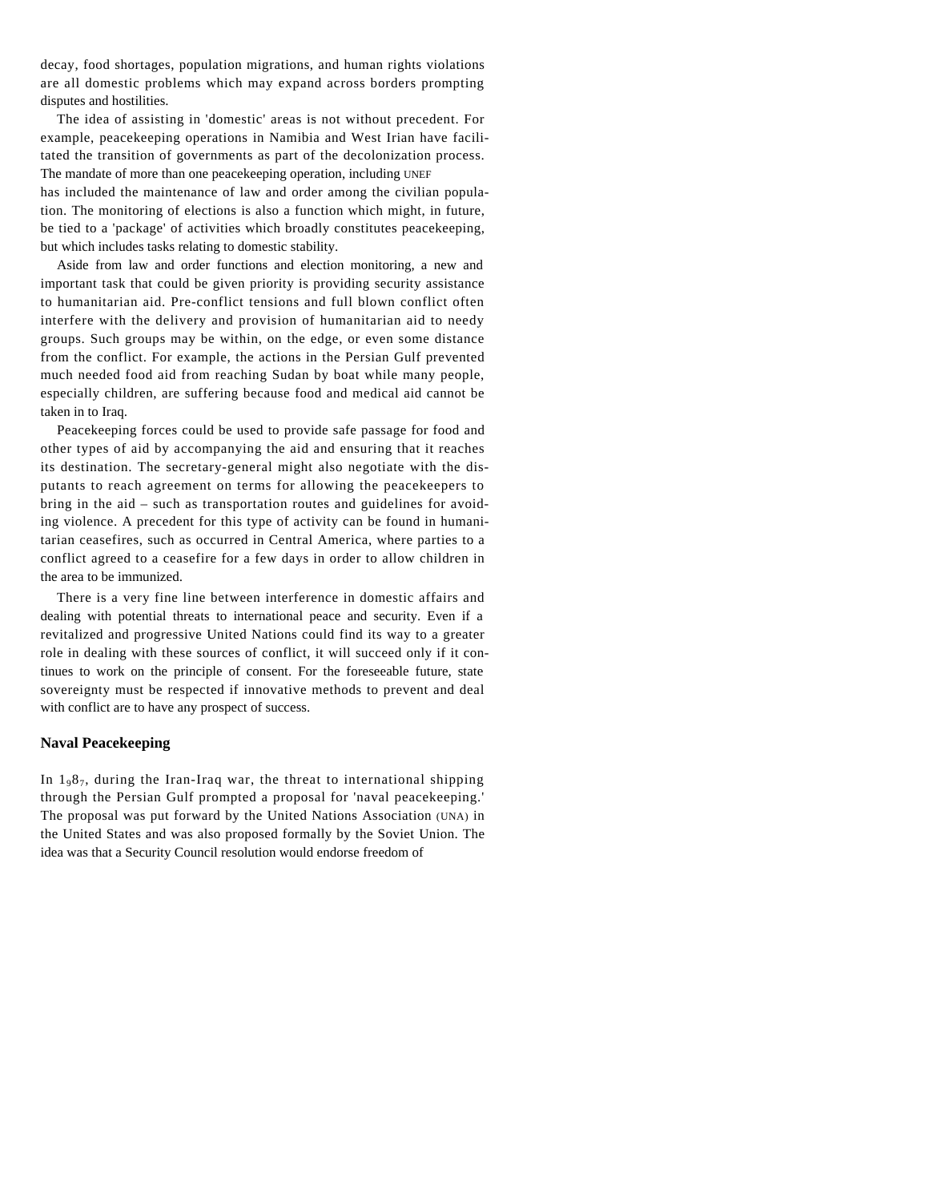decay, food shortages, population migrations, and human rights violations are all domestic problems which may expand across borders prompting disputes and hostilities.

The idea of assisting in 'domestic' areas is not without precedent. For example, peacekeeping operations in Namibia and West Irian have facilitated the transition of governments as part of the decolonization process. The mandate of more than one peacekeeping operation, including UNEF has included the maintenance of law and order among the civilian population. The monitoring of elections is also a function which might, in future, be tied to a 'package' of activities which broadly constitutes peacekeeping, but which includes tasks relating to domestic stability.

Aside from law and order functions and election monitoring, a new and important task that could be given priority is providing security assistance to humanitarian aid. Pre-conflict tensions and full blown conflict often interfere with the delivery and provision of humanitarian aid to needy groups. Such groups may be within, on the edge, or even some distance from the conflict. For example, the actions in the Persian Gulf prevented much needed food aid from reaching Sudan by boat while many people, especially children, are suffering because food and medical aid cannot be taken in to Iraq.

Peacekeeping forces could be used to provide safe passage for food and other types of aid by accompanying the aid and ensuring that it reaches its destination. The secretary-general might also negotiate with the disputants to reach agreement on terms for allowing the peacekeepers to bring in the aid – such as transportation routes and guidelines for avoiding violence. A precedent for this type of activity can be found in humanitarian ceasefires, such as occurred in Central America, where parties to a conflict agreed to a ceasefire for a few days in order to allow children in the area to be immunized.

There is a very fine line between interference in domestic affairs and dealing with potential threats to international peace and security. Even if a revitalized and progressive United Nations could find its way to a greater role in dealing with these sources of conflict, it will succeed only if it continues to work on the principle of consent. For the foreseeable future, state sovereignty must be respected if innovative methods to prevent and deal with conflict are to have any prospect of success.

### Naval Peacekeeping

In 1987, during the Iran-Iraq war, the threat to international shipping through the Persian Gulf prompted a proposal for 'naval peacekeeping.' The proposal was put forward by the United Nations Association (UNA) in the United States and was also proposed formally by the Soviet Union. The idea was that a Security Council resolution would endorse freedom of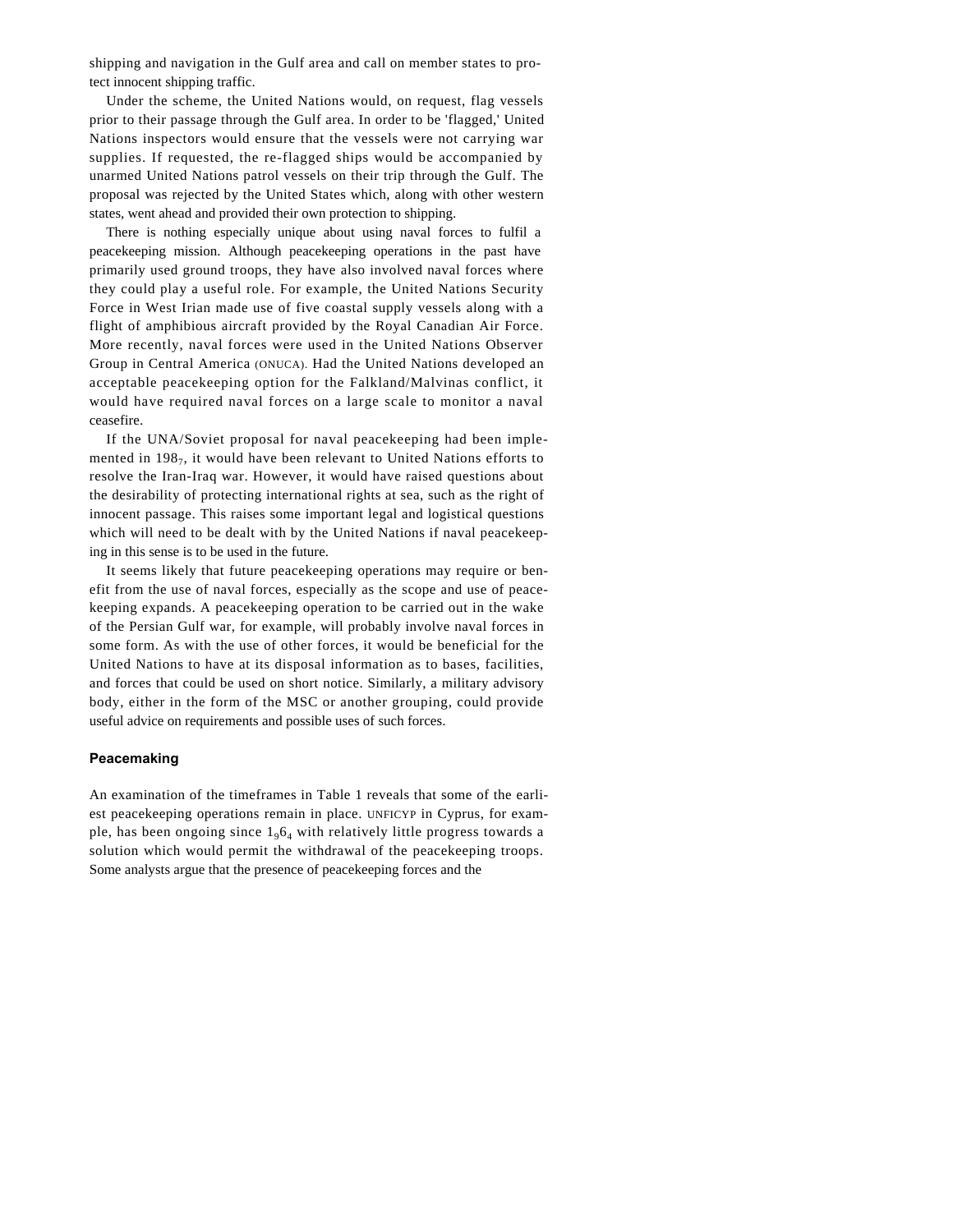shipping and navigation in the Gulf area and call on member states to protect innocent shipping traffic.

Under the scheme, the United Nations would, on request, flag vessels prior to their passage through the Gulf area. In order to be 'flagged,' United Nations inspectors would ensure that the vessels were not carrying war supplies. If requested, the re-flagged ships would be accompanied by unarmed United Nations patrol vessels on their trip through the Gulf. The proposal was rejected by the United States which, along with other western states, went ahead and provided their own protection to shipping.

There is nothing especially unique about using naval forces to fulfil a peacekeeping mission. Although peacekeeping operations in the past have primarily used ground troops, they have also involved naval forces where they could play a useful role. For example, the United Nations Security Force in West Irian made use of five coastal supply vessels along with a flight of amphibious aircraft provided by the Royal Canadian Air Force. More recently, naval forces were used in the United Nations Observer Group in Central America (ONUCA). Had the United Nations developed an acceptable peacekeeping option for the Falkland/Malvinas conflict, it would have required naval forces on a large scale to monitor a naval ceasefire.

If the UNA/Soviet proposal for naval peacekeeping had been implemented in 1987, it would have been relevant to United Nations efforts to resolve the Iran-Iraq war. However, it would have raised questions about the desirability of protecting international rights at sea, such as the right of innocent passage. This raises some important legal and logistical questions which will need to be dealt with by the United Nations if naval peacekeeping in this sense is to be used in the future.

It seems likely that future peacekeeping operations may require or benefit from the use of naval forces, especially as the scope and use of peacekeeping expands. A peacekeeping operation to be carried out in the wake of the Persian Gulf war, for example, will probably involve naval forces in some form. As with the use of other forces, it would be beneficial for the United Nations to have at its disposal information as to bases, facilities, and forces that could be used on short notice. Similarly, a military advisory body, either in the form of the MSC or another grouping, could provide useful advice on requirements and possible uses of such forces.

## Peacemaking

An examination of the timeframes in Table 1 reveals that some of the earliest peacekeeping operations remain in place. UNFICYP in Cyprus, for example, has been ongoing since 1964 with relatively little progress towards a solution which would permit the withdrawal of the peacekeeping troops. Some analysts argue that the presence of peacekeeping forces and the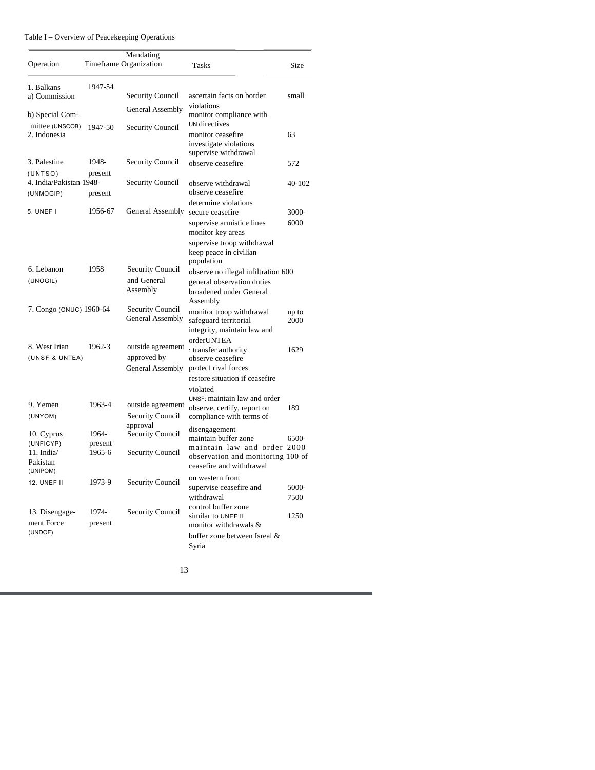Table I – Overview of Peacekeeping Operations

| Operation | Timeframe | Mandating Organization | Tasks | Size |
|---|---|---|---|---|
| 1. Balkans | 1947-54 | | | |
| a) Commission | | Security Council | ascertain facts on border violations | small |
| b) Special Committee (UNSCOB) | | General Assembly | monitor compliance with UN directives | |
| 2. Indonesia | 1947-50 | Security Council | monitor ceasefire<br>investigate violations<br>supervise withdrawal | 63 |
| 3. Palestine (UNTSO) | 1948-present | Security Council | observe ceasefire | 572 |
| 4. India/Pakistan (UNMOGIP) | 1948-present | Security Council | observe withdrawal<br>observe ceasefire<br>determine violations | 40-102 |
| 5. UNEF I | 1956-67 | General Assembly | secure ceasefire<br>supervise armistice lines<br>monitor key areas<br>supervise troop withdrawal<br>keep peace in civilian population | 3000-6000 |
| 6. Lebanon (UNOGIL) | 1958 | Security Council and General Assembly | observe no illegal infiltration<br>general observation duties broadened under General Assembly | 600 |
| 7. Congo (ONUC) | 1960-64 | Security Council<br>General Assembly | monitor troop withdrawal<br>safeguard territorial integrity, maintain law and order | up to 2000 |
| 8. West Irian (UNSF & UNTEA) | 1962-3 | outside agreement approved by General Assembly | UNTEA: transfer authority<br>observe ceasefire<br>protect rival forces<br>restore situation if ceasefire violated<br>UNSF: maintain law and order | 1629 |
| 9. Yemen (UNYOM) | 1963-4 | outside agreement Security Council approval | observe, certify, report on compliance with terms of disengagement | 189 |
| 10. Cyprus (UNFICYP) | 1964-present | Security Council | maintain buffer zone<br>maintain law and order | 6500-2000 |
| 11. India/Pakistan (UNIPOM) | 1965-6 | Security Council | observation and monitoring of ceasefire and withdrawal on western front | 100 |
| 12. UNEF II | 1973-9 | Security Council | supervise ceasefire and withdrawal<br>control buffer zone | 5000-7500 |
| 13. Disengagement Force (UNDOF) | 1974-present | Security Council | similar to UNEF II<br>monitor withdrawals &<br>buffer zone between Isreal & Syria | 1250 |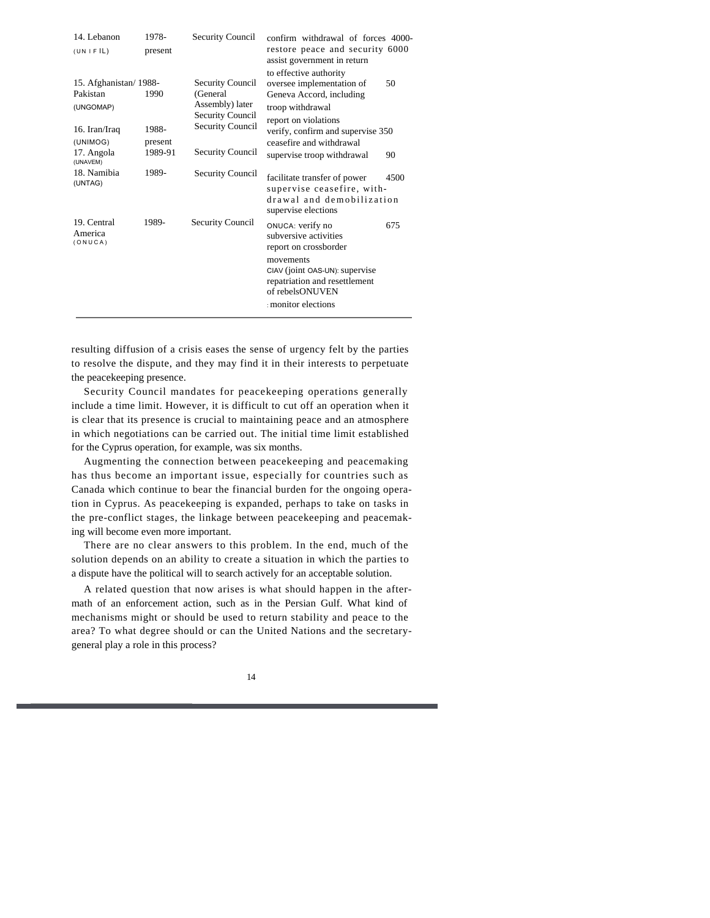| | | | | |
|---|---|---|---|---|
| 14. Lebanon (UNIFIL) | 1978-present | Security Council | confirm withdrawal of forces restore peace and security assist government in return to effective authority | 4000-6000 |
| 15. Afghanistan/Pakistan (UNGOMAP) | 1988-1990 | Security Council (General Assembly) later Security Council | oversee implementation of Geneva Accord, including troop withdrawal report on violations | 50 |
| 16. Iran/Iraq (UNIMOG) | 1988-present | Security Council | verify, confirm and supervise ceasefire and withdrawal | 350 |
| 17. Angola (UNAVEM) | 1989-91 | Security Council | supervise troop withdrawal | 90 |
| 18. Namibia (UNTAG) | 1989- | Security Council | facilitate transfer of power supervise ceasefire, withdrawal and demobilization supervise elections | 4500 |
| 19. Central America (ONUCA) | 1989- | Security Council | ONUCA: verify no subversive activities report on crossborder movements CIAV (joint OAS-UN): supervise repatriation and resettlement of rebels ONUVEN: monitor elections | 675 |

resulting diffusion of a crisis eases the sense of urgency felt by the parties to resolve the dispute, and they may find it in their interests to perpetuate the peacekeeping presence.

Security Council mandates for peacekeeping operations generally include a time limit. However, it is difficult to cut off an operation when it is clear that its presence is crucial to maintaining peace and an atmosphere in which negotiations can be carried out. The initial time limit established for the Cyprus operation, for example, was six months.

Augmenting the connection between peacekeeping and peacemaking has thus become an important issue, especially for countries such as Canada which continue to bear the financial burden for the ongoing operation in Cyprus. As peacekeeping is expanded, perhaps to take on tasks in the pre-conflict stages, the linkage between peacekeeping and peacemaking will become even more important.

There are no clear answers to this problem. In the end, much of the solution depends on an ability to create a situation in which the parties to a dispute have the political will to search actively for an acceptable solution.

A related question that now arises is what should happen in the aftermath of an enforcement action, such as in the Persian Gulf. What kind of mechanisms might or should be used to return stability and peace to the area? To what degree should or can the United Nations and the secretary-general play a role in this process?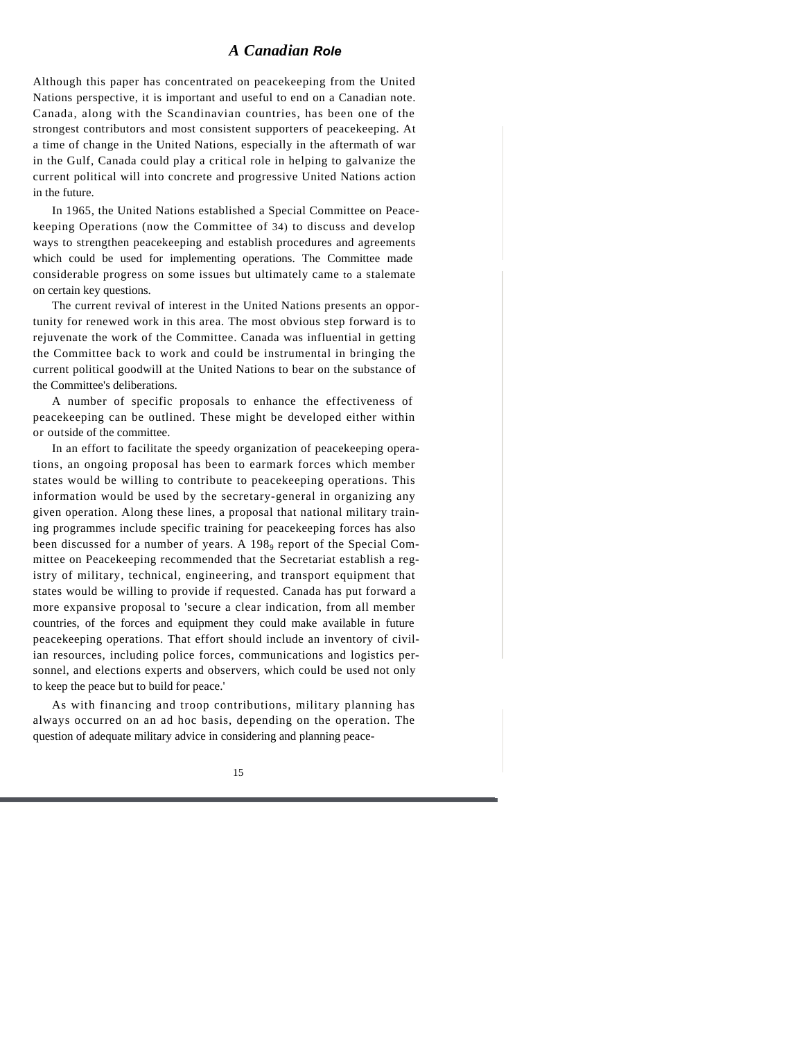## *A Canadian Role*

Although this paper has concentrated on peacekeeping from the United Nations perspective, it is important and useful to end on a Canadian note. Canada, along with the Scandinavian countries, has been one of the strongest contributors and most consistent supporters of peacekeeping. At a time of change in the United Nations, especially in the aftermath of war in the Gulf, Canada could play a critical role in helping to galvanize the current political will into concrete and progressive United Nations action in the future.

In 1965, the United Nations established a Special Committee on Peacekeeping Operations (now the Committee of 34) to discuss and develop ways to strengthen peacekeeping and establish procedures and agreements which could be used for implementing operations. The Committee made considerable progress on some issues but ultimately came to a stalemate on certain key questions.

The current revival of interest in the United Nations presents an opportunity for renewed work in this area. The most obvious step forward is to rejuvenate the work of the Committee. Canada was influential in getting the Committee back to work and could be instrumental in bringing the current political goodwill at the United Nations to bear on the substance of the Committee's deliberations.

A number of specific proposals to enhance the effectiveness of peacekeeping can be outlined. These might be developed either within or outside of the committee.

In an effort to facilitate the speedy organization of peacekeeping operations, an ongoing proposal has been to earmark forces which member states would be willing to contribute to peacekeeping operations. This information would be used by the secretary-general in organizing any given operation. Along these lines, a proposal that national military training programmes include specific training for peacekeeping forces has also been discussed for a number of years. A 1989 report of the Special Committee on Peacekeeping recommended that the Secretariat establish a registry of military, technical, engineering, and transport equipment that states would be willing to provide if requested. Canada has put forward a more expansive proposal to 'secure a clear indication, from all member countries, of the forces and equipment they could make available in future peacekeeping operations. That effort should include an inventory of civilian resources, including police forces, communications and logistics personnel, and elections experts and observers, which could be used not only to keep the peace but to build for peace.'

As with financing and troop contributions, military planning has always occurred on an ad hoc basis, depending on the operation. The question of adequate military advice in considering and planning peace-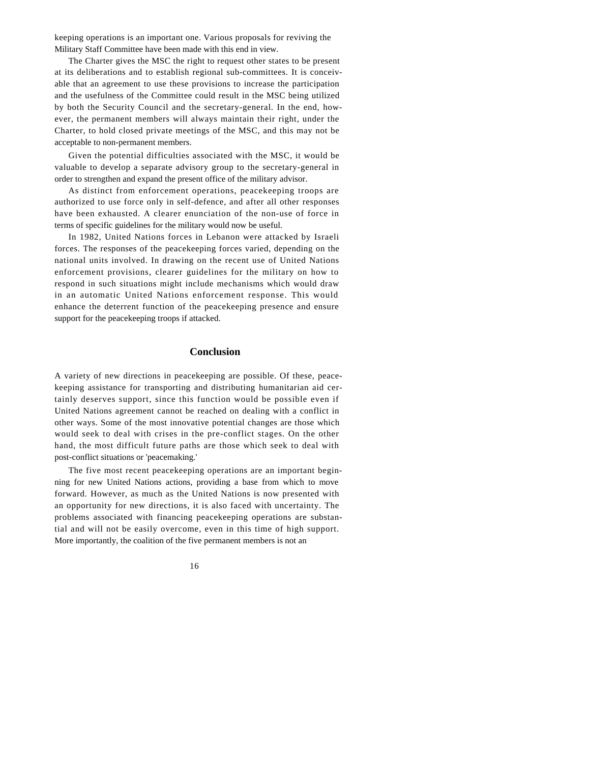keeping operations is an important one. Various proposals for reviving the Military Staff Committee have been made with this end in view.

The Charter gives the MSC the right to request other states to be present at its deliberations and to establish regional sub-committees. It is conceivable that an agreement to use these provisions to increase the participation and the usefulness of the Committee could result in the MSC being utilized by both the Security Council and the secretary-general. In the end, however, the permanent members will always maintain their right, under the Charter, to hold closed private meetings of the MSC, and this may not be acceptable to non-permanent members.

Given the potential difficulties associated with the MSC, it would be valuable to develop a separate advisory group to the secretary-general in order to strengthen and expand the present office of the military advisor.

As distinct from enforcement operations, peacekeeping troops are authorized to use force only in self-defence, and after all other responses have been exhausted. A clearer enunciation of the non-use of force in terms of specific guidelines for the military would now be useful.

In 1982, United Nations forces in Lebanon were attacked by Israeli forces. The responses of the peacekeeping forces varied, depending on the national units involved. In drawing on the recent use of United Nations enforcement provisions, clearer guidelines for the military on how to respond in such situations might include mechanisms which would draw in an automatic United Nations enforcement response. This would enhance the deterrent function of the peacekeeping presence and ensure support for the peacekeeping troops if attacked.

## Conclusion

A variety of new directions in peacekeeping are possible. Of these, peacekeeping assistance for transporting and distributing humanitarian aid certainly deserves support, since this function would be possible even if United Nations agreement cannot be reached on dealing with a conflict in other ways. Some of the most innovative potential changes are those which would seek to deal with crises in the pre-conflict stages. On the other hand, the most difficult future paths are those which seek to deal with post-conflict situations or 'peacemaking.'

The five most recent peacekeeping operations are an important beginning for new United Nations actions, providing a base from which to move forward. However, as much as the United Nations is now presented with an opportunity for new directions, it is also faced with uncertainty. The problems associated with financing peacekeeping operations are substantial and will not be easily overcome, even in this time of high support. More importantly, the coalition of the five permanent members is not an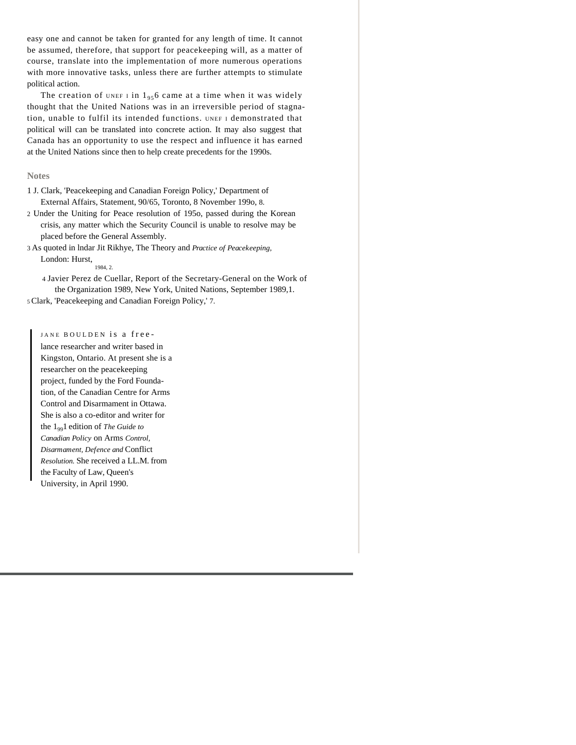easy one and cannot be taken for granted for any length of time. It cannot be assumed, therefore, that support for peacekeeping will, as a matter of course, translate into the implementation of more numerous operations with more innovative tasks, unless there are further attempts to stimulate political action.

The creation of UNEF I in 1956 came at a time when it was widely thought that the United Nations was in an irreversible period of stagnation, unable to fulfil its intended functions. UNEF I demonstrated that political will can be translated into concrete action. It may also suggest that Canada has an opportunity to use the respect and influence it has earned at the United Nations since then to help create precedents for the 1990s.

## Notes

1 J. Clark, 'Peacekeeping and Canadian Foreign Policy,' Department of External Affairs, Statement, 90/65, Toronto, 8 November 1990, 8.

2 Under the Uniting for Peace resolution of 1950, passed during the Korean crisis, any matter which the Security Council is unable to resolve may be placed before the General Assembly.

3 As quoted in Indar Jit Rikhye, The Theory and *Practice of Peacekeeping,* London: Hurst, 1984, 2.

4 Javier Perez de Cuellar, Report of the Secretary-General on the Work of the Organization 1989, New York, United Nations, September 1989,1.

5 Clark, 'Peacekeeping and Canadian Foreign Policy,' 7.

JANE BOULDEN is a freelance researcher and writer based in Kingston, Ontario. At present she is a researcher on the peacekeeping project, funded by the Ford Foundation, of the Canadian Centre for Arms Control and Disarmament in Ottawa. She is also a co-editor and writer for the 1991 edition of *The Guide to Canadian Policy* on Arms *Control, Disarmament, Defence and* Conflict *Resolution.* She received a LL.M. from the Faculty of Law, Queen's University, in April 1990.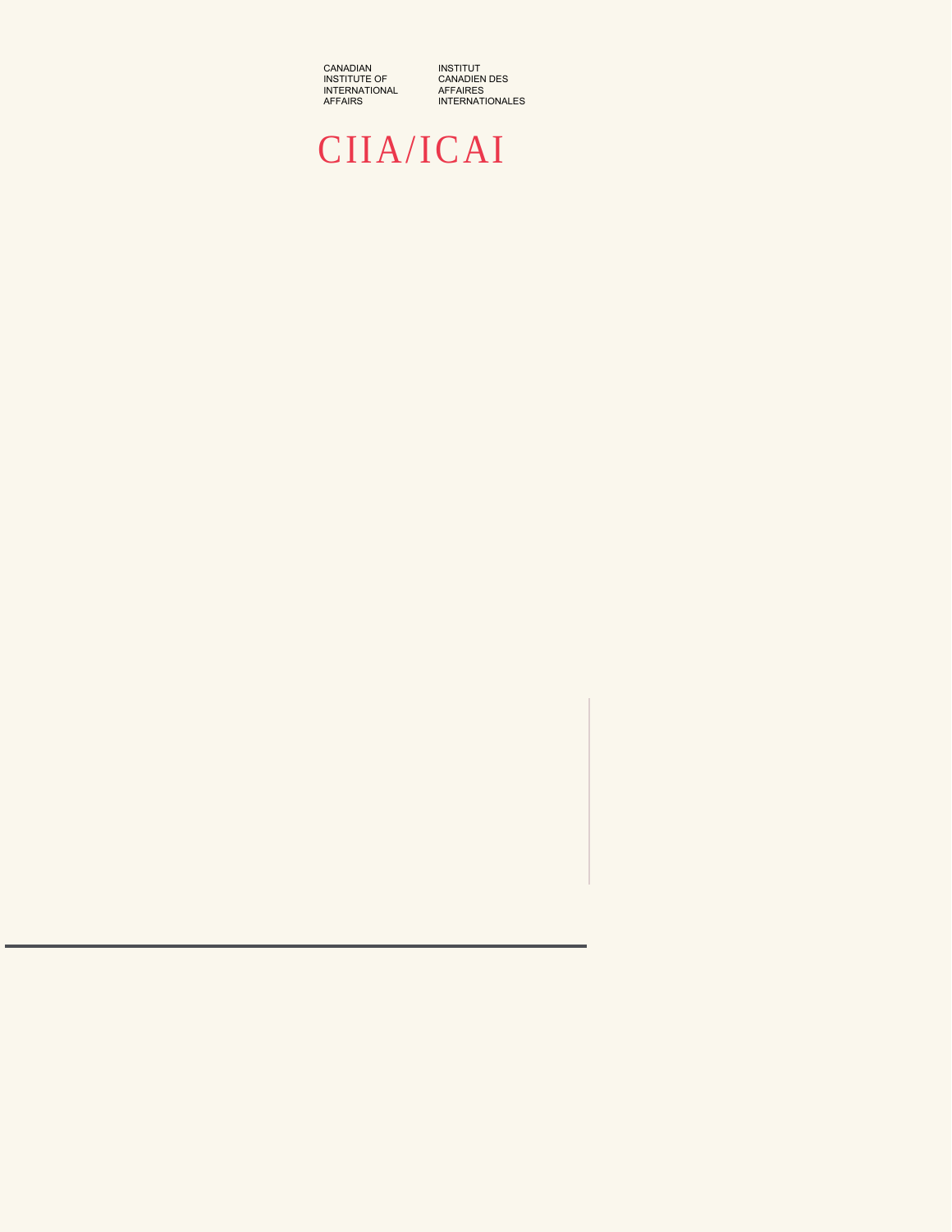CANADIAN INSTITUTE OF INTERNATIONAL AFFAIRS

INSTITUT CANADIEN DES AFFAIRES INTERNATIONALES

CIIA/ICAI